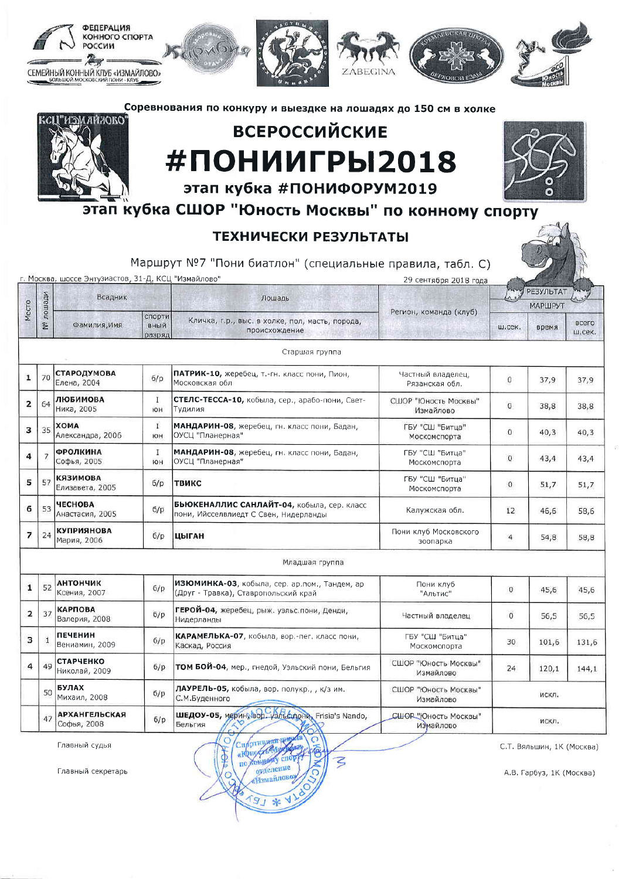ФЕДЕРАЦИЯ КОННОГО СПОРТА РОССИИ

СЕМЕЙНЫЙ КОННЫЙ КЛУБ «ИЗМАЙЛОВО» БОЛЬШОЙ МОСКОВСКИЙ ПОНИ - КЛУБ

Соревнования по конкуру и выездке на лошадях до 150 см в холке

# ВСЕРОССИЙСКИЕ
# #ПОНИИГРЫ2018

## этап кубка #ПОНИФОРУМ2019

## этап кубка СШОР "Юность Москвы" по конному спорту

### ТЕХНИЧЕСКИ РЕЗУЛЬТАТЫ

Маршрут №7 "Пони биатлон" (специальные правила, табл. С)

г. Москва, шоссе Энтузиастов, 31-Д, КСЦ "Измайлово" — 29 сентября 2018 года

| Место | № лошади | Всадник: Фамилия,Имя | Всадник: спортивный разряд | Лошадь: Кличка, г.р., выс. в холке, пол, масть, порода, происхождение | Регион, команда (клуб) | РЕЗУЛЬТАТ МАРШРУТ: ш.сек. | время | всего ш.сек. |
|---|---|---|---|---|---|---|---|---|
| **Старшая группа** | | | | | | | | |
| 1 | 70 | **СТАРОДУМОВА** Елена, 2004 | б/р | **ПАТРИК-10**, жеребец, т.-гн. класс пони, Пион, Московская обл | Частный владелец, Рязанская обл. | 0 | 37,9 | 37,9 |
| 2 | 64 | **ЛЮБИМОВА** Ника, 2005 | I юн | **СТЕЛС-ТЕССА-10**, кобыла, сер., арабо-пони, Свет-Тудилия | СШОР "Юность Москвы" Измайлово | 0 | 38,8 | 38,8 |
| 3 | 35 | **ХОМА** Александра, 2006 | I юн | **МАНДАРИН-08**, жеребец, гн. класс пони, Бадан, ОУСЦ "Планерная" | ГБУ "СШ "Битца" Москомспорта | 0 | 40,3 | 40,3 |
| 4 | 7 | **ФРОЛКИНА** Софья, 2005 | I юн | **МАНДАРИН-08**, жеребец, гн. класс пони, Бадан, ОУСЦ "Планерная" | ГБУ "СШ "Битца" Москомспорта | 0 | 43,4 | 43,4 |
| 5 | 57 | **КЯЗИМОВА** Елизавета, 2005 | б/р | **ТВИКС** | ГБУ "СШ "Битца" Москомспорта | 0 | 51,7 | 51,7 |
| 6 | 53 | **ЧЕСНОВА** Анастасия, 2005 | б/р | **БЬЮКЕНАЛЛИС САНЛАЙТ-04**, кобыла, сер. класс пони, Ийсселвлиедт С Свен, Нидерланды | Калужская обл. | 12 | 46,6 | 58,6 |
| 7 | 24 | **КУПРИЯНОВА** Мария, 2006 | б/р | **ЦЫГАН** | Пони клуб Московского зоопарка | 4 | 54,8 | 58,8 |
| **Младшая группа** | | | | | | | | |
| 1 | 52 | **АНТОНЧИК** Ксения, 2007 | б/р | **ИЗЮМИНКА-03**, кобыла, сер. ар.пом., Тандем, ар (Друг - Травка), Ставропольский край | Пони клуб "Альтис" | 0 | 45,6 | 45,6 |
| 2 | 37 | **КАРПОВА** Валерия, 2008 | б/р | **ГЕРОЙ-04**, жеребец, рыж. уэльс.пони, Денди, Нидерланды | Частный владелец | 0 | 56,5 | 56,5 |
| 3 | 1 | **ПЕЧЕНИН** Вениамин, 2009 | б/р | **КАРАМЕЛЬКА-07**, кобыла, вор.-пег. класс пони, Каскад, Россия | ГБУ "СШ "Битца" Москомспорта | 30 | 101,6 | 131,6 |
| 4 | 49 | **СТАРЧЕНКО** Николай, 2009 | б/р | **ТОМ БОЙ-04**, мер., гнедой, Уэльский пони, Бельгия | СШОР "Юность Москвы" Измайлово | 24 | 120,1 | 144,1 |
| | 50 | **БУЛАХ** Михаил, 2008 | б/р | **ЛАУРЕЛЬ-05**, кобыла, вор. полукр., , к/з им. С.М.Буденного | СШОР "Юность Москвы" Измайлово | искл. | | |
| | 47 | **АРХАНГЕЛЬСКАЯ** Софья, 2008 | б/р | **ШЕДОУ-05**, мерин, вор. уэльс.пони, Frisia's Nando, Бельгия | СШОР "Юность Москвы" Измайлово | искл. | | |

Главный судья — С.Т. Вяльшин, 1К (Москва)

Главный секретарь — А.В. Гарбуз, 1К (Москва)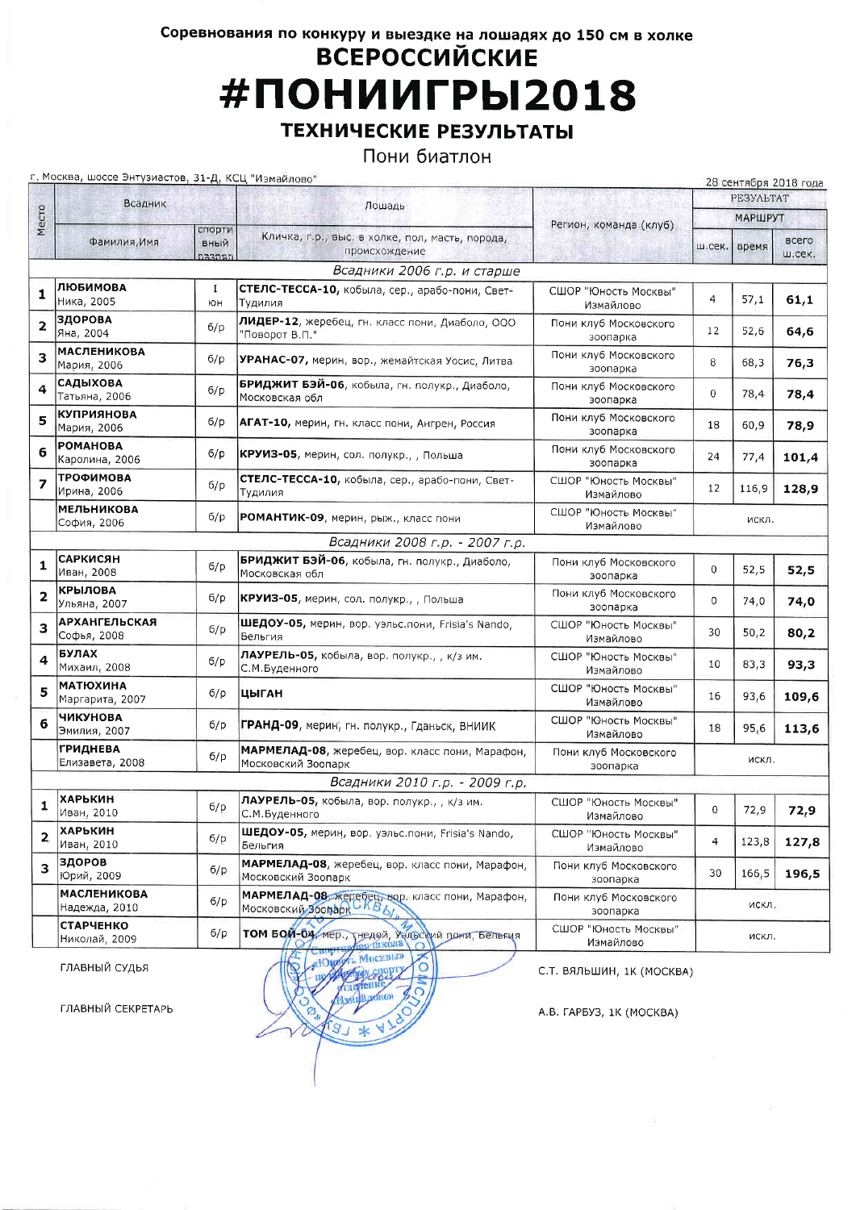## Соревнования по конкуру и выездке на лошадях до 150 см в холке

# ВСЕРОССИЙСКИЕ #ПОНИИГРЫ2018

## ТЕХНИЧЕСКИЕ РЕЗУЛЬТАТЫ

### Пони биатлон

г. Москва, шоссе Энтузиастов, 31-Д, КСЦ "Измайлово"

28 сентября 2018 года

| Место | Всадник | | Лошадь | Регион, команда (клуб) | РЕЗУЛЬТАТ | | |
|---|---|---|---|---|---|---|---|
| | | | | | МАРШРУТ | | |
| | Фамилия,Имя | спортивный разряд | Кличка, г.р., выс. в холке, пол, масть, порода, происхождение | | ш.сек. | время | всего ш.сек. |
| | | | *Всадники 2006 г.р. и старше* | | | | |
| 1 | **ЛЮБИМОВА** Ника, 2005 | I юн | **СТЕЛС-ТЕССА-10**, кобыла, сер., арабо-пони, Свет-Тудилия | СШОР "Юность Москвы" Измайлово | 4 | 57,1 | **61,1** |
| 2 | **ЗДОРОВА** Яна, 2004 | б/р | **ЛИДЕР-12**, жеребец, гн. класс пони, Диаболо, ООО "Поворот В.П." | Пони клуб Московского зоопарка | 12 | 52,6 | **64,6** |
| 3 | **МАСЛЕНИКОВА** Мария, 2006 | б/р | **УРАНАС-07**, мерин, вор., жемайтская Усосис, Литва | Пони клуб Московского зоопарка | 8 | 68,3 | **76,3** |
| 4 | **САДЫХОВА** Татьяна, 2006 | б/р | **БРИДЖИТ БЭЙ-06**, кобыла, гн. полукр., Диаболо, Московская обл | Пони клуб Московского зоопарка | 0 | 78,4 | **78,4** |
| 5 | **КУПРИЯНОВА** Мария, 2006 | б/р | **АГАТ-10**, мерин, гн. класс пони, Ангрен, Россия | Пони клуб Московского зоопарка | 18 | 60,9 | **78,9** |
| 6 | **РОМАНОВА** Каролина, 2006 | б/р | **КРУИЗ-05**, мерин, сол. полукр., , Польша | Пони клуб Московского зоопарка | 24 | 77,4 | **101,4** |
| 7 | **ТРОФИМОВА** Ирина, 2006 | б/р | **СТЕЛС-ТЕССА-10**, кобыла, сер., арабо-пони, Свет-Тудилия | СШОР "Юность Москвы" Измайлово | 12 | 116,9 | **128,9** |
| | **МЕЛЬНИКОВА** София, 2006 | б/р | **РОМАНТИК-09**, мерин, рыж., класс пони | СШОР "Юность Москвы" Измайлово | искл. | | |
| | | | *Всадники 2008 г.р. - 2007 г.р.* | | | | |
| 1 | **САРКИСЯН** Иван, 2008 | б/р | **БРИДЖИТ БЭЙ-06**, кобыла, гн. полукр., Диаболо, Московская обл | Пони клуб Московского зоопарка | 0 | 52,5 | **52,5** |
| 2 | **КРЫЛОВА** Ульяна, 2007 | б/р | **КРУИЗ-05**, мерин, сол. полукр., , Польша | Пони клуб Московского зоопарка | 0 | 74,0 | **74,0** |
| 3 | **АРХАНГЕЛЬСКАЯ** Софья, 2008 | б/р | **ШЕДОУ-05**, мерин, вор. уэльс.пони, Frisia's Nando, Бельгия | СШОР "Юность Москвы" Измайлово | 30 | 50,2 | **80,2** |
| 4 | **БУЛАХ** Михаил, 2008 | б/р | **ЛАУРЕЛЬ-05**, кобыла, вор. полукр., , к/з им. С.М.Буденного | СШОР "Юность Москвы" Измайлово | 10 | 83,3 | **93,3** |
| 5 | **МАТЮХИНА** Маргарита, 2007 | б/р | **ЦЫГАН** | СШОР "Юность Москвы" Измайлово | 16 | 93,6 | **109,6** |
| 6 | **ЧИКУНОВА** Эмилия, 2007 | б/р | **ГРАНД-09**, мерин, гн. полукр., Гданьск, ВНИИК | СШОР "Юность Москвы" Измайлово | 18 | 95,6 | **113,6** |
| | **ГРИДНЕВА** Елизавета, 2008 | б/р | **МАРМЕЛАД-08**, жеребец, вор. класс пони, Марафон, Московский Зоопарк | Пони клуб Московского зоопарка | искл. | | |
| | | | *Всадники 2010 г.р. - 2009 г.р.* | | | | |
| 1 | **ХАРЬКИН** Иван, 2010 | б/р | **ЛАУРЕЛЬ-05**, кобыла, вор. полукр., , к/з им. С.М.Буденного | СШОР "Юность Москвы" Измайлово | 0 | 72,9 | **72,9** |
| 2 | **ХАРЬКИН** Иван, 2010 | б/р | **ШЕДОУ-05**, мерин, вор. уэльс.пони, Frisia's Nando, Бельгия | СШОР "Юность Москвы" Измайлово | 4 | 123,8 | **127,8** |
| 3 | **ЗДОРОВ** Юрий, 2009 | б/р | **МАРМЕЛАД-08**, жеребец, вор. класс пони, Марафон, Московский Зоопарк | Пони клуб Московского зоопарка | 30 | 166,5 | **196,5** |
| | **МАСЛЕНИКОВА** Надежда, 2010 | б/р | **МАРМЕЛАД-08**, жеребец, вор. класс пони, Марафон, Московский Зоопарк | Пони клуб Московского зоопарка | искл. | | |
| | **СТАРЧЕНКО** Николай, 2009 | б/р | **ТОМ БОЙ-04**, мер., гнедой, Уэльский пони, Бельгия | СШОР "Юность Москвы" Измайлово | искл. | | |

ГЛАВНЫЙ СУДЬЯ — С.Т. ВЯЛЬШИН, 1К (МОСКВА)

ГЛАВНЫЙ СЕКРЕТАРЬ — А.В. ГАРБУЗ, 1К (МОСКВА)